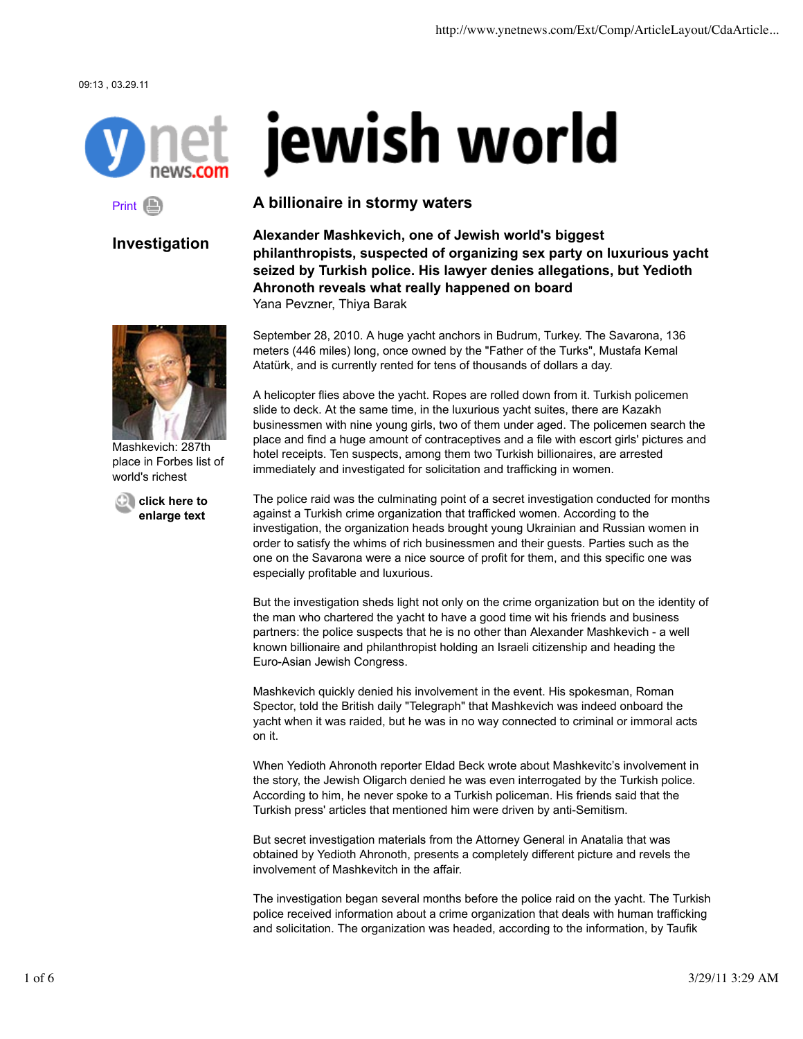09:13 , 03.29.11

# jewish world

Print

**Investigation**

## A billionaire in stormy waters

**Alexander Mashkevich, one of Jewish world's biggest philanthropists, suspected of organizing sex party on luxurious yacht seized by Turkish police. His lawyer denies allegations, but Yedioth Ahronoth reveals what really happened on board**

Yana Pevzner, Thiya Barak

Mashkevich: 287th place in Forbes list of world's richest

**click here to enlarge text**

September 28, 2010. A huge yacht anchors in Budrum, Turkey. The Savarona, 136 meters (446 miles) long, once owned by the "Father of the Turks", Mustafa Kemal Atatürk, and is currently rented for tens of thousands of dollars a day.

A helicopter flies above the yacht. Ropes are rolled down from it. Turkish policemen slide to deck. At the same time, in the luxurious yacht suites, there are Kazakh businessmen with nine young girls, two of them under aged. The policemen search the place and find a huge amount of contraceptives and a file with escort girls' pictures and hotel receipts. Ten suspects, among them two Turkish billionaires, are arrested immediately and investigated for solicitation and trafficking in women.

The police raid was the culminating point of a secret investigation conducted for months against a Turkish crime organization that trafficked women. According to the investigation, the organization heads brought young Ukrainian and Russian women in order to satisfy the whims of rich businessmen and their guests. Parties such as the one on the Savarona were a nice source of profit for them, and this specific one was especially profitable and luxurious.

But the investigation sheds light not only on the crime organization but on the identity of the man who chartered the yacht to have a good time wit his friends and business partners: the police suspects that he is no other than Alexander Mashkevich - a well known billionaire and philanthropist holding an Israeli citizenship and heading the Euro-Asian Jewish Congress.

Mashkevich quickly denied his involvement in the event. His spokesman, Roman Spector, told the British daily "Telegraph" that Mashkevich was indeed onboard the yacht when it was raided, but he was in no way connected to criminal or immoral acts on it.

When Yedioth Ahronoth reporter Eldad Beck wrote about Mashkevitc's involvement in the story, the Jewish Oligarch denied he was even interrogated by the Turkish police. According to him, he never spoke to a Turkish policeman. His friends said that the Turkish press' articles that mentioned him were driven by anti-Semitism.

But secret investigation materials from the Attorney General in Anatalia that was obtained by Yedioth Ahronoth, presents a completely different picture and revels the involvement of Mashkevitch in the affair.

The investigation began several months before the police raid on the yacht. The Turkish police received information about a crime organization that deals with human trafficking and solicitation. The organization was headed, according to the information, by Taufik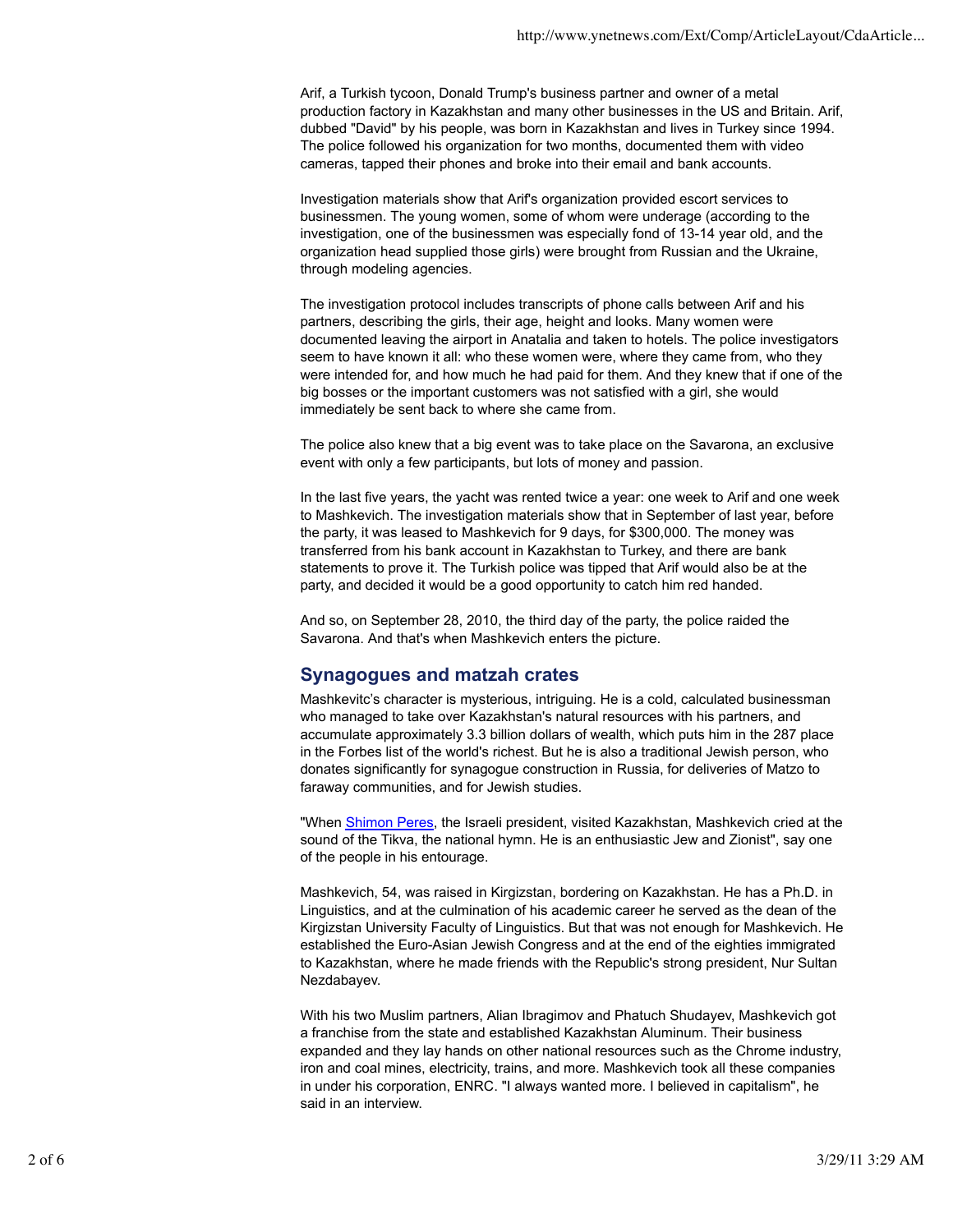Arif, a Turkish tycoon, Donald Trump's business partner and owner of a metal production factory in Kazakhstan and many other businesses in the US and Britain. Arif, dubbed "David" by his people, was born in Kazakhstan and lives in Turkey since 1994. The police followed his organization for two months, documented them with video cameras, tapped their phones and broke into their email and bank accounts.

Investigation materials show that Arif's organization provided escort services to businessmen. The young women, some of whom were underage (according to the investigation, one of the businessmen was especially fond of 13-14 year old, and the organization head supplied those girls) were brought from Russian and the Ukraine, through modeling agencies.

The investigation protocol includes transcripts of phone calls between Arif and his partners, describing the girls, their age, height and looks. Many women were documented leaving the airport in Anatalia and taken to hotels. The police investigators seem to have known it all: who these women were, where they came from, who they were intended for, and how much he had paid for them. And they knew that if one of the big bosses or the important customers was not satisfied with a girl, she would immediately be sent back to where she came from.

The police also knew that a big event was to take place on the Savarona, an exclusive event with only a few participants, but lots of money and passion.

In the last five years, the yacht was rented twice a year: one week to Arif and one week to Mashkevich. The investigation materials show that in September of last year, before the party, it was leased to Mashkevich for 9 days, for $300,000. The money was transferred from his bank account in Kazakhstan to Turkey, and there are bank statements to prove it. The Turkish police was tipped that Arif would also be at the party, and decided it would be a good opportunity to catch him red handed.

And so, on September 28, 2010, the third day of the party, the police raided the Savarona. And that's when Mashkevich enters the picture.

## Synagogues and matzah crates

Mashkevitc's character is mysterious, intriguing. He is a cold, calculated businessman who managed to take over Kazakhstan's natural resources with his partners, and accumulate approximately 3.3 billion dollars of wealth, which puts him in the 287 place in the Forbes list of the world's richest. But he is also a traditional Jewish person, who donates significantly for synagogue construction in Russia, for deliveries of Matzo to faraway communities, and for Jewish studies.

"When Shimon Peres, the Israeli president, visited Kazakhstan, Mashkevich cried at the sound of the Tikva, the national hymn. He is an enthusiastic Jew and Zionist", say one of the people in his entourage.

Mashkevich, 54, was raised in Kirgizstan, bordering on Kazakhstan. He has a Ph.D. in Linguistics, and at the culmination of his academic career he served as the dean of the Kirgizstan University Faculty of Linguistics. But that was not enough for Mashkevich. He established the Euro-Asian Jewish Congress and at the end of the eighties immigrated to Kazakhstan, where he made friends with the Republic's strong president, Nur Sultan Nezdabayev.

With his two Muslim partners, Alian Ibragimov and Phatuch Shudayev, Mashkevich got a franchise from the state and established Kazakhstan Aluminum. Their business expanded and they lay hands on other national resources such as the Chrome industry, iron and coal mines, electricity, trains, and more. Mashkevich took all these companies in under his corporation, ENRC. "I always wanted more. I believed in capitalism", he said in an interview.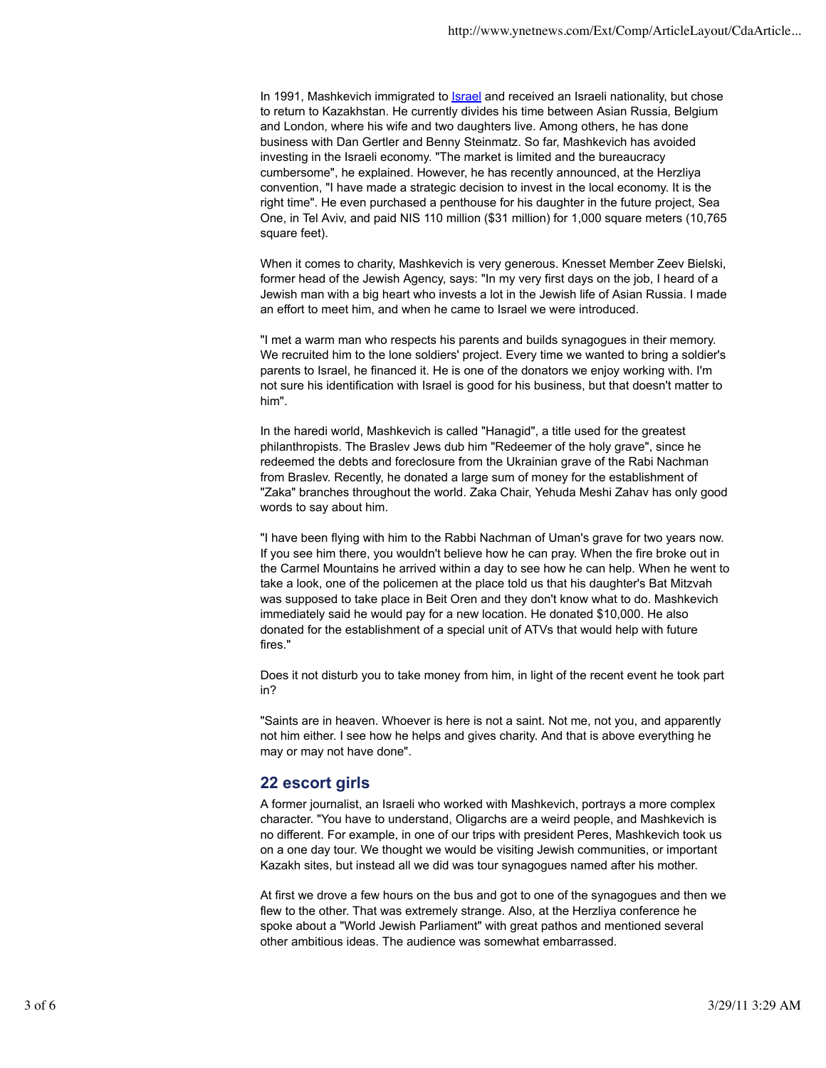In 1991, Mashkevich immigrated to Israel and received an Israeli nationality, but chose to return to Kazakhstan. He currently divides his time between Asian Russia, Belgium and London, where his wife and two daughters live. Among others, he has done business with Dan Gertler and Benny Steinmatz. So far, Mashkevich has avoided investing in the Israeli economy. "The market is limited and the bureaucracy cumbersome", he explained. However, he has recently announced, at the Herzliya convention, "I have made a strategic decision to invest in the local economy. It is the right time". He even purchased a penthouse for his daughter in the future project, Sea One, in Tel Aviv, and paid NIS 110 million ($31 million) for 1,000 square meters (10,765 square feet).

When it comes to charity, Mashkevich is very generous. Knesset Member Zeev Bielski, former head of the Jewish Agency, says: "In my very first days on the job, I heard of a Jewish man with a big heart who invests a lot in the Jewish life of Asian Russia. I made an effort to meet him, and when he came to Israel we were introduced.

"I met a warm man who respects his parents and builds synagogues in their memory. We recruited him to the lone soldiers' project. Every time we wanted to bring a soldier's parents to Israel, he financed it. He is one of the donators we enjoy working with. I'm not sure his identification with Israel is good for his business, but that doesn't matter to him".

In the haredi world, Mashkevich is called "Hanagid", a title used for the greatest philanthropists. The Braslev Jews dub him "Redeemer of the holy grave", since he redeemed the debts and foreclosure from the Ukrainian grave of the Rabi Nachman from Braslev. Recently, he donated a large sum of money for the establishment of "Zaka" branches throughout the world. Zaka Chair, Yehuda Meshi Zahav has only good words to say about him.

"I have been flying with him to the Rabbi Nachman of Uman's grave for two years now. If you see him there, you wouldn't believe how he can pray. When the fire broke out in the Carmel Mountains he arrived within a day to see how he can help. When he went to take a look, one of the policemen at the place told us that his daughter's Bat Mitzvah was supposed to take place in Beit Oren and they don't know what to do. Mashkevich immediately said he would pay for a new location. He donated $10,000. He also donated for the establishment of a special unit of ATVs that would help with future fires."

Does it not disturb you to take money from him, in light of the recent event he took part in?

"Saints are in heaven. Whoever is here is not a saint. Not me, not you, and apparently not him either. I see how he helps and gives charity. And that is above everything he may or may not have done".

## 22 escort girls

A former journalist, an Israeli who worked with Mashkevich, portrays a more complex character. "You have to understand, Oligarchs are a weird people, and Mashkevich is no different. For example, in one of our trips with president Peres, Mashkevich took us on a one day tour. We thought we would be visiting Jewish communities, or important Kazakh sites, but instead all we did was tour synagogues named after his mother.

At first we drove a few hours on the bus and got to one of the synagogues and then we flew to the other. That was extremely strange. Also, at the Herzliya conference he spoke about a "World Jewish Parliament" with great pathos and mentioned several other ambitious ideas. The audience was somewhat embarrassed.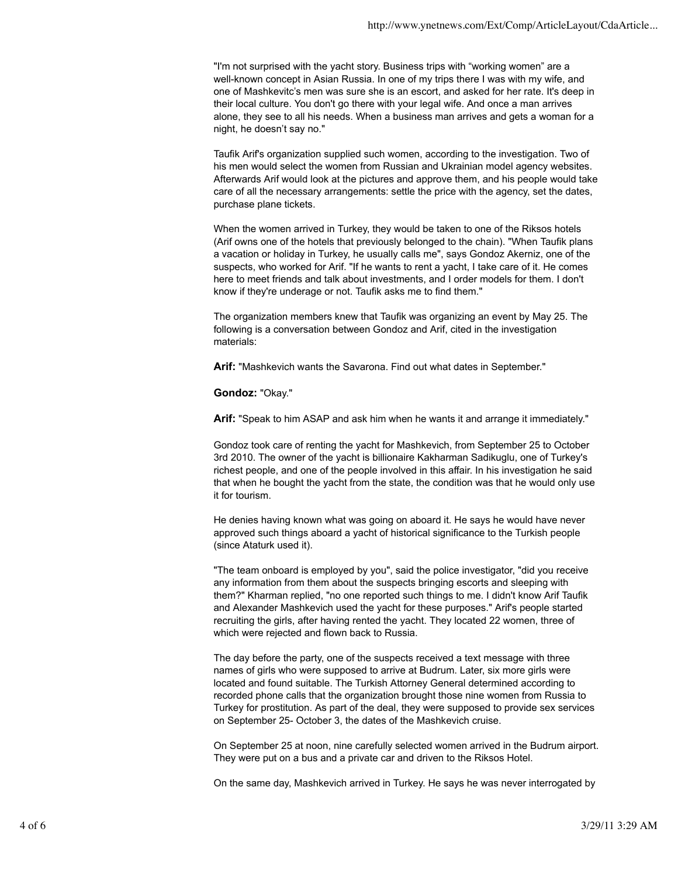"I'm not surprised with the yacht story. Business trips with “working women” are a well-known concept in Asian Russia. In one of my trips there I was with my wife, and one of Mashkevitc's men was sure she is an escort, and asked for her rate. It's deep in their local culture. You don't go there with your legal wife. And once a man arrives alone, they see to all his needs. When a business man arrives and gets a woman for a night, he doesn't say no."

Taufik Arif's organization supplied such women, according to the investigation. Two of his men would select the women from Russian and Ukrainian model agency websites. Afterwards Arif would look at the pictures and approve them, and his people would take care of all the necessary arrangements: settle the price with the agency, set the dates, purchase plane tickets.

When the women arrived in Turkey, they would be taken to one of the Riksos hotels (Arif owns one of the hotels that previously belonged to the chain). "When Taufik plans a vacation or holiday in Turkey, he usually calls me", says Gondoz Akerniz, one of the suspects, who worked for Arif. "If he wants to rent a yacht, I take care of it. He comes here to meet friends and talk about investments, and I order models for them. I don't know if they're underage or not. Taufik asks me to find them."

The organization members knew that Taufik was organizing an event by May 25. The following is a conversation between Gondoz and Arif, cited in the investigation materials:

**Arif:** "Mashkevich wants the Savarona. Find out what dates in September."

**Gondoz:** "Okay."

**Arif:** "Speak to him ASAP and ask him when he wants it and arrange it immediately."

Gondoz took care of renting the yacht for Mashkevich, from September 25 to October 3rd 2010. The owner of the yacht is billionaire Kakharman Sadikuglu, one of Turkey's richest people, and one of the people involved in this affair. In his investigation he said that when he bought the yacht from the state, the condition was that he would only use it for tourism.

He denies having known what was going on aboard it. He says he would have never approved such things aboard a yacht of historical significance to the Turkish people (since Ataturk used it).

"The team onboard is employed by you", said the police investigator, "did you receive any information from them about the suspects bringing escorts and sleeping with them?" Kharman replied, "no one reported such things to me. I didn't know Arif Taufik and Alexander Mashkevich used the yacht for these purposes." Arif's people started recruiting the girls, after having rented the yacht. They located 22 women, three of which were rejected and flown back to Russia.

The day before the party, one of the suspects received a text message with three names of girls who were supposed to arrive at Budrum. Later, six more girls were located and found suitable. The Turkish Attorney General determined according to recorded phone calls that the organization brought those nine women from Russia to Turkey for prostitution. As part of the deal, they were supposed to provide sex services on September 25- October 3, the dates of the Mashkevich cruise.

On September 25 at noon, nine carefully selected women arrived in the Budrum airport. They were put on a bus and a private car and driven to the Riksos Hotel.

On the same day, Mashkevich arrived in Turkey. He says he was never interrogated by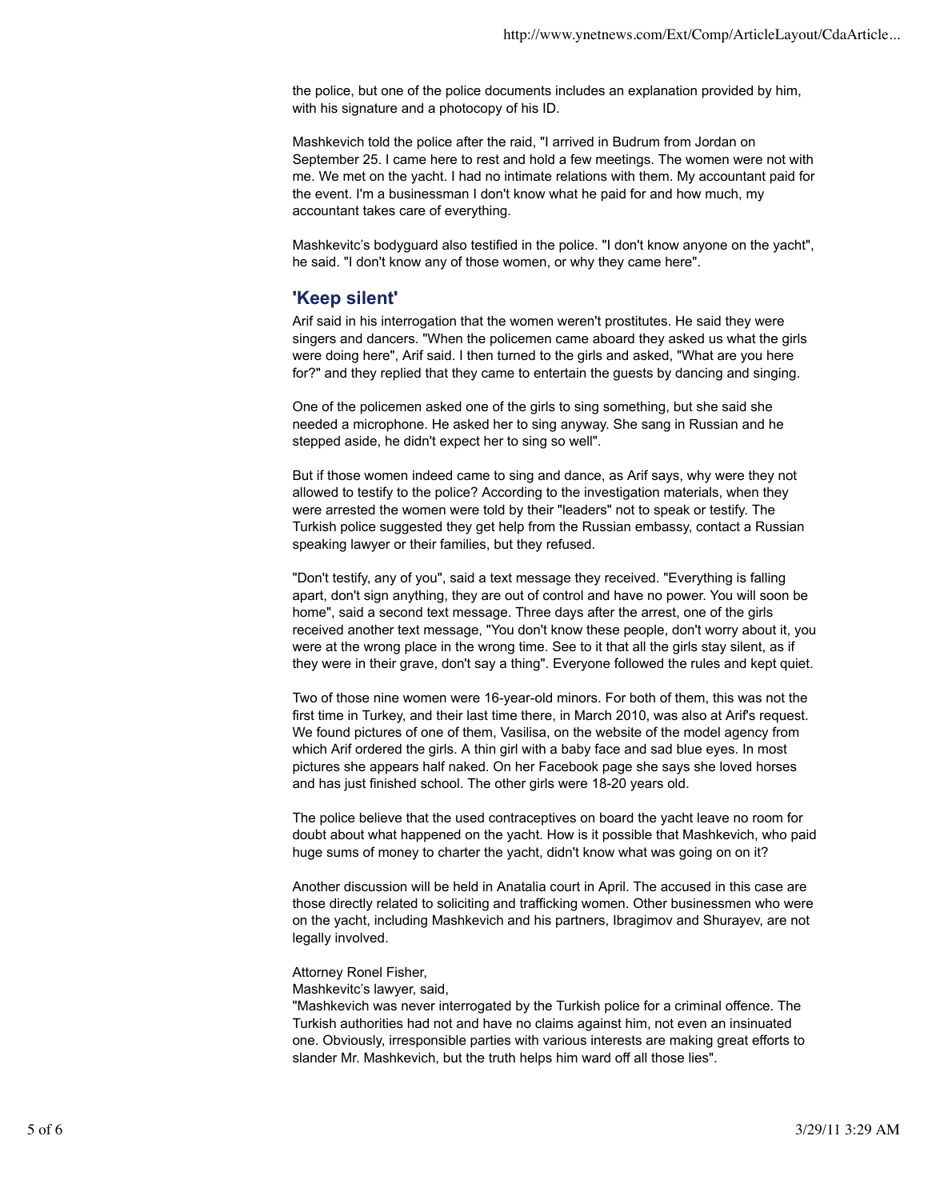the police, but one of the police documents includes an explanation provided by him, with his signature and a photocopy of his ID.

Mashkevich told the police after the raid, "I arrived in Budrum from Jordan on September 25. I came here to rest and hold a few meetings. The women were not with me. We met on the yacht. I had no intimate relations with them. My accountant paid for the event. I'm a businessman I don't know what he paid for and how much, my accountant takes care of everything.

Mashkevitc's bodyguard also testified in the police. "I don't know anyone on the yacht", he said. "I don't know any of those women, or why they came here".

## 'Keep silent'

Arif said in his interrogation that the women weren't prostitutes. He said they were singers and dancers. "When the policemen came aboard they asked us what the girls were doing here", Arif said. I then turned to the girls and asked, "What are you here for?" and they replied that they came to entertain the guests by dancing and singing.

One of the policemen asked one of the girls to sing something, but she said she needed a microphone. He asked her to sing anyway. She sang in Russian and he stepped aside, he didn't expect her to sing so well".

But if those women indeed came to sing and dance, as Arif says, why were they not allowed to testify to the police? According to the investigation materials, when they were arrested the women were told by their "leaders" not to speak or testify. The Turkish police suggested they get help from the Russian embassy, contact a Russian speaking lawyer or their families, but they refused.

"Don't testify, any of you", said a text message they received. "Everything is falling apart, don't sign anything, they are out of control and have no power. You will soon be home", said a second text message. Three days after the arrest, one of the girls received another text message, "You don't know these people, don't worry about it, you were at the wrong place in the wrong time. See to it that all the girls stay silent, as if they were in their grave, don't say a thing". Everyone followed the rules and kept quiet.

Two of those nine women were 16-year-old minors. For both of them, this was not the first time in Turkey, and their last time there, in March 2010, was also at Arif's request. We found pictures of one of them, Vasilisa, on the website of the model agency from which Arif ordered the girls. A thin girl with a baby face and sad blue eyes. In most pictures she appears half naked. On her Facebook page she says she loved horses and has just finished school. The other girls were 18-20 years old.

The police believe that the used contraceptives on board the yacht leave no room for doubt about what happened on the yacht. How is it possible that Mashkevich, who paid huge sums of money to charter the yacht, didn't know what was going on on it?

Another discussion will be held in Anatalia court in April. The accused in this case are those directly related to soliciting and trafficking women. Other businessmen who were on the yacht, including Mashkevich and his partners, Ibragimov and Shurayev, are not legally involved.

Attorney Ronel Fisher,
Mashkevitc's lawyer, said,
"Mashkevich was never interrogated by the Turkish police for a criminal offence. The Turkish authorities had not and have no claims against him, not even an insinuated one. Obviously, irresponsible parties with various interests are making great efforts to slander Mr. Mashkevich, but the truth helps him ward off all those lies".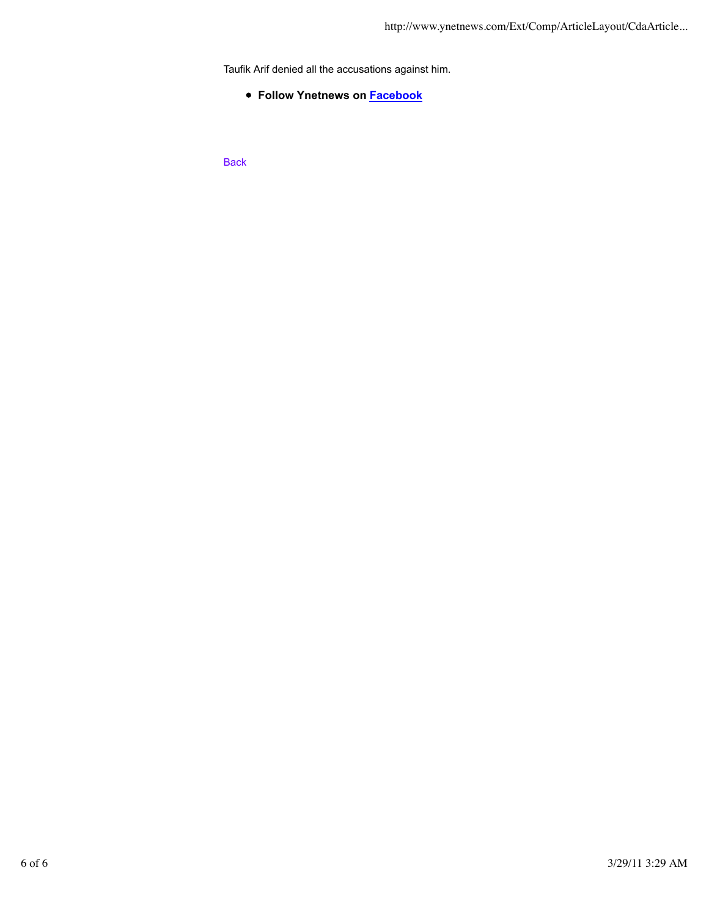Taufik Arif denied all the accusations against him.

- **Follow Ynetnews on Facebook**

Back